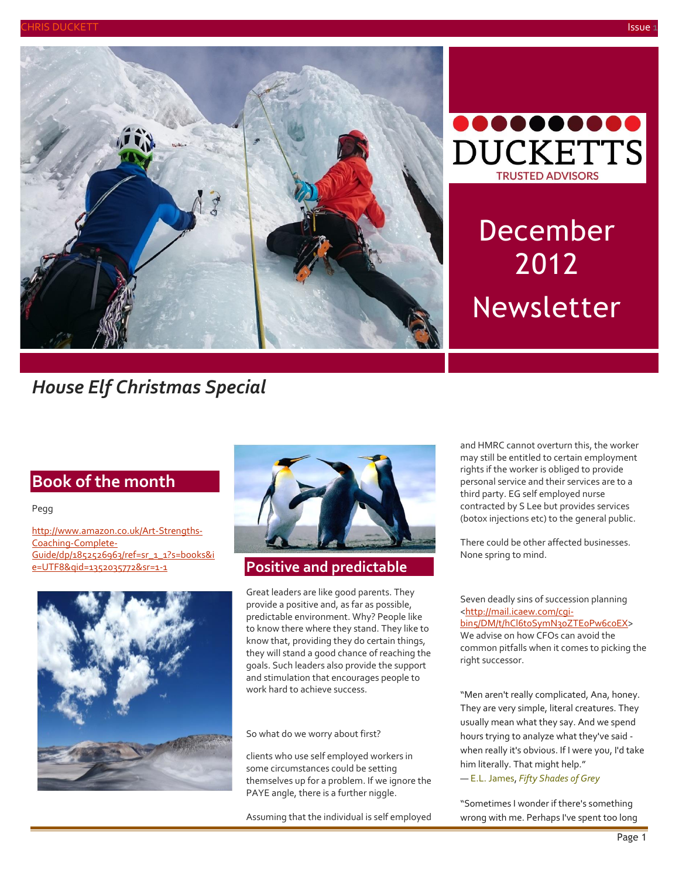DUCKETTS

TRUSTED ADVISORS

December 2012 Newsletter

*House Elf Christmas Special*

## Book of the month

Pegg

http://www.amazon.co.uk/Art-Strengths-Coaching-Complete-Guide/dp/1852526963/ref=sr_1_1?s=books&ie=UTF8&qid=1352035772&sr=1-1

## Positive and predictable

Great leaders are like good parents. They provide a positive and, as far as possible, predictable environment. Why? People like to know there where they stand. They like to know that, providing they do certain things, they will stand a good chance of reaching the goals. Such leaders also provide the support and stimulation that encourages people to work hard to achieve success.

So what do we worry about first?

clients who use self employed workers in some circumstances could be setting themselves up for a problem. If we ignore the PAYE angle, there is a further niggle.

Assuming that the individual is self employed and HMRC cannot overturn this, the worker may still be entitled to certain employment rights if the worker is obliged to provide personal service and their services are to a third party. EG self employed nurse contracted by S Lee but provides services (botox injections etc) to the general public.

There could be other affected businesses. None spring to mind.

Seven deadly sins of succession planning <http://mail.icaew.com/cgi-bin5/DM/t/hCl6toSymN30ZTEoPw6coEX> We advise on how CFOs can avoid the common pitfalls when it comes to picking the right successor.

"Men aren't really complicated, Ana, honey. They are very simple, literal creatures. They usually mean what they say. And we spend hours trying to analyze what they've said - when really it's obvious. If I were you, I'd take him literally. That might help."
— E.L. James, *Fifty Shades of Grey*

"Sometimes I wonder if there's something wrong with me. Perhaps I've spent too long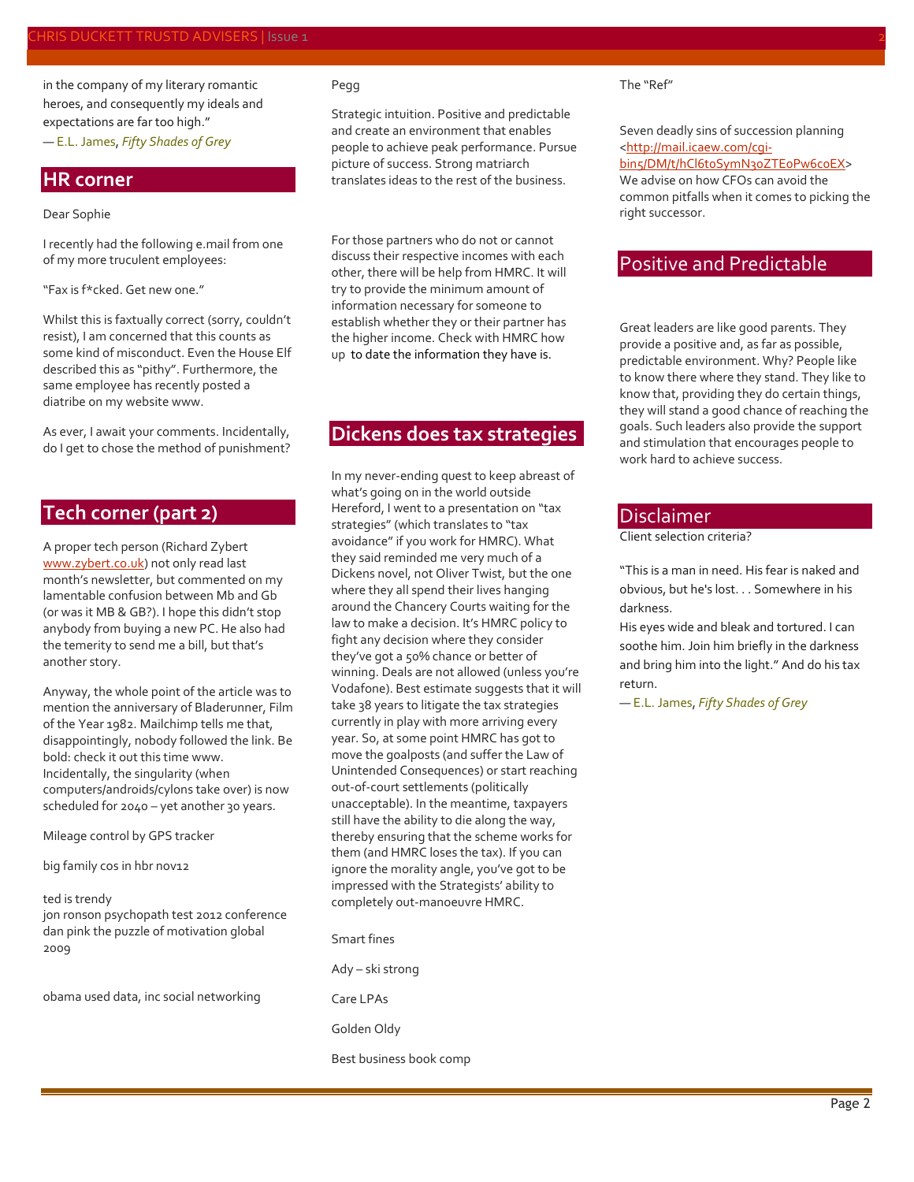in the company of my literary romantic heroes, and consequently my ideals and expectations are far too high."
— E.L. James, *Fifty Shades of Grey*

## HR corner

Dear Sophie

I recently had the following e.mail from one of my more truculent employees:

"Fax is f*cked. Get new one."

Whilst this is faxtually correct (sorry, couldn't resist), I am concerned that this counts as some kind of misconduct. Even the House Elf described this as "pithy". Furthermore, the same employee has recently posted a diatribe on my website www.

As ever, I await your comments. Incidentally, do I get to chose the method of punishment?

## Tech corner (part 2)

A proper tech person (Richard Zybert www.zybert.co.uk) not only read last month's newsletter, but commented on my lamentable confusion between Mb and Gb (or was it MB & GB?). I hope this didn't stop anybody from buying a new PC. He also had the temerity to send me a bill, but that's another story.

Anyway, the whole point of the article was to mention the anniversary of Bladerunner, Film of the Year 1982. Mailchimp tells me that, disappointingly, nobody followed the link. Be bold: check it out this time www. Incidentally, the singularity (when computers/androids/cylons take over) is now scheduled for 2040 – yet another 30 years.

Mileage control by GPS tracker

big family cos in hbr nov12

ted is trendy
jon ronson psychopath test 2012 conference
dan pink the puzzle of motivation global 2009

obama used data, inc social networking

Pegg

Strategic intuition. Positive and predictable and create an environment that enables people to achieve peak performance. Pursue picture of success. Strong matriarch translates ideas to the rest of the business.

For those partners who do not or cannot discuss their respective incomes with each other, there will be help from HMRC. It will try to provide the minimum amount of information necessary for someone to establish whether they or their partner has the higher income. Check with HMRC how up to date the information they have is.

## Dickens does tax strategies

In my never-ending quest to keep abreast of what's going on in the world outside Hereford, I went to a presentation on "tax strategies" (which translates to "tax avoidance" if you work for HMRC). What they said reminded me very much of a Dickens novel, not Oliver Twist, but the one where they all spend their lives hanging around the Chancery Courts waiting for the law to make a decision. It's HMRC policy to fight any decision where they consider they've got a 50% chance or better of winning. Deals are not allowed (unless you're Vodafone). Best estimate suggests that it will take 38 years to litigate the tax strategies currently in play with more arriving every year. So, at some point HMRC has got to move the goalposts (and suffer the Law of Unintended Consequences) or start reaching out-of-court settlements (politically unacceptable). In the meantime, taxpayers still have the ability to die along the way, thereby ensuring that the scheme works for them (and HMRC loses the tax). If you can ignore the morality angle, you've got to be impressed with the Strategists' ability to completely out-manoeuvre HMRC.

Smart fines

Ady – ski strong

Care LPAs

Golden Oldy

Best business book comp

The "Ref"

Seven deadly sins of succession planning <http://mail.icaew.com/cgi-bin5/DM/t/hCl6toSymN3oZTEoPw6coEX>
We advise on how CFOs can avoid the common pitfalls when it comes to picking the right successor.

## Positive and Predictable

Great leaders are like good parents. They provide a positive and, as far as possible, predictable environment. Why? People like to know there where they stand. They like to know that, providing they do certain things, they will stand a good chance of reaching the goals. Such leaders also provide the support and stimulation that encourages people to work hard to achieve success.

## Disclaimer

Client selection criteria?

"This is a man in need. His fear is naked and obvious, but he's lost. . . Somewhere in his darkness.
His eyes wide and bleak and tortured. I can soothe him. Join him briefly in the darkness and bring him into the light." And do his tax return.
— E.L. James, *Fifty Shades of Grey*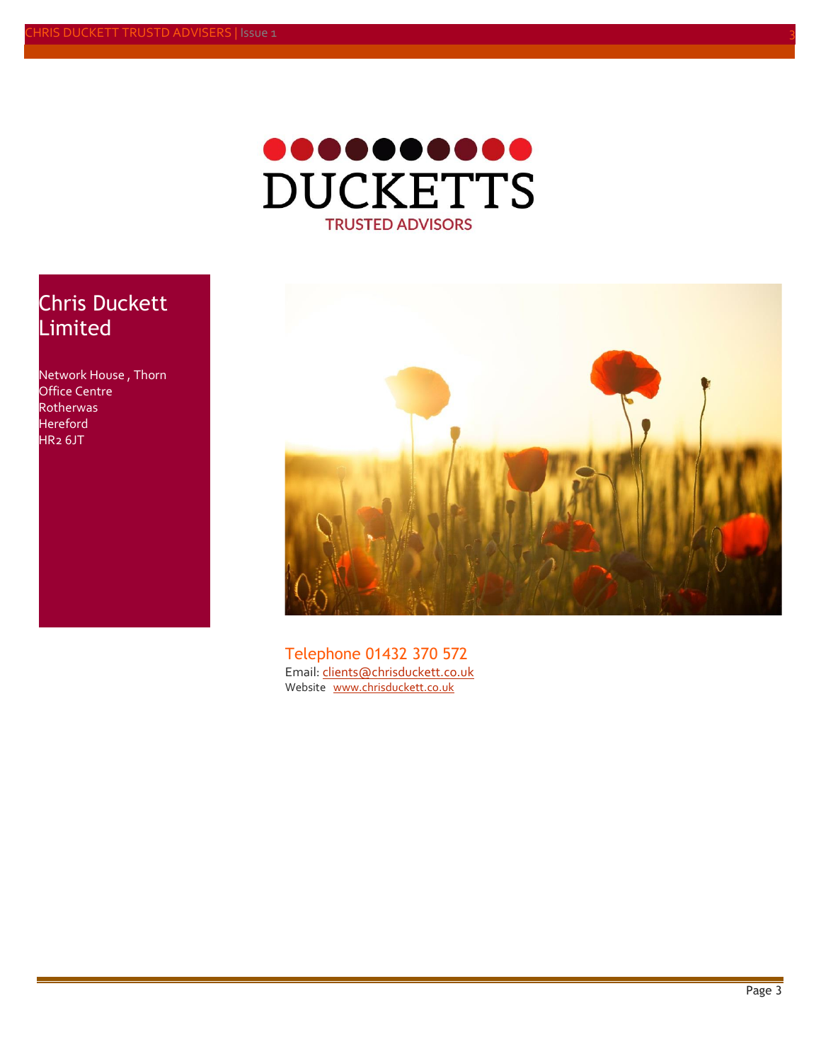DUCKETTS

TRUSTED ADVISORS

## Chris Duckett Limited

Network House , Thorn Office Centre
Rotherwas
Hereford
HR2 6JT

Telephone 01432 370 572
Email: clients@chrisduckett.co.uk
Website www.chrisduckett.co.uk